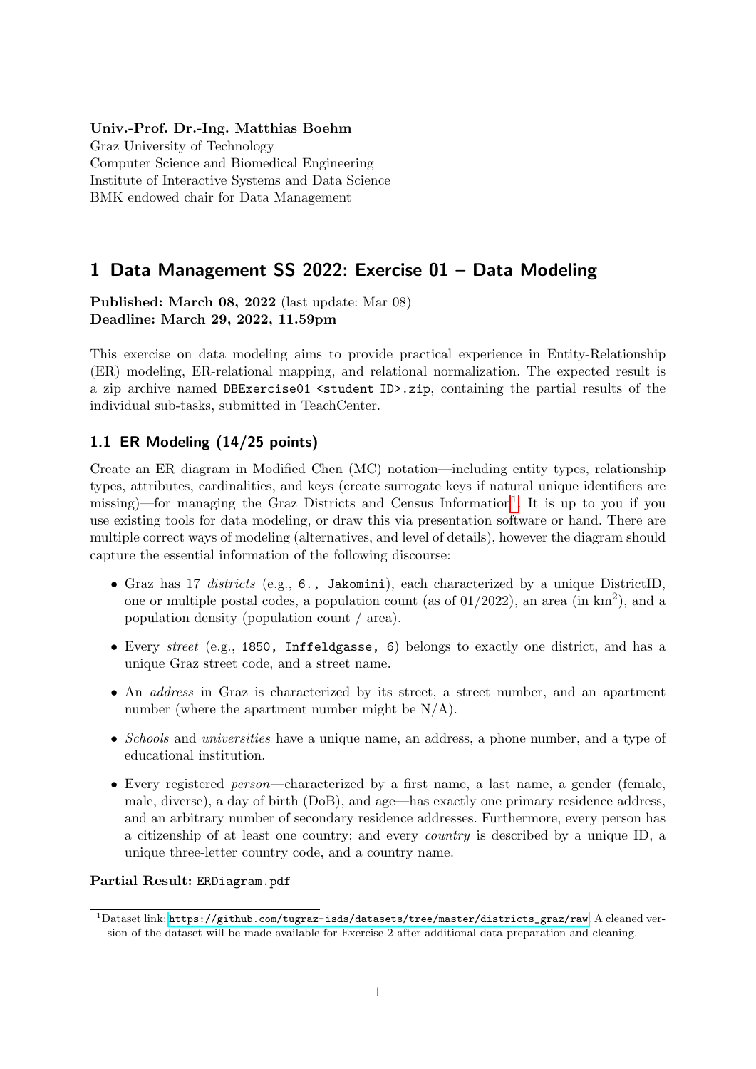**Univ.-Prof. Dr.-Ing. Matthias Boehm**
Graz University of Technology
Computer Science and Biomedical Engineering
Institute of Interactive Systems and Data Science
BMK endowed chair for Data Management

# 1 Data Management SS 2022: Exercise 01 – Data Modeling

**Published: March 08, 2022** (last update: Mar 08)
**Deadline: March 29, 2022, 11.59pm**

This exercise on data modeling aims to provide practical experience in Entity-Relationship (ER) modeling, ER-relational mapping, and relational normalization. The expected result is a zip archive named `DBExercise01_<student_ID>.zip`, containing the partial results of the individual sub-tasks, submitted in TeachCenter.

## 1.1 ER Modeling (14/25 points)

Create an ER diagram in Modified Chen (MC) notation—including entity types, relationship types, attributes, cardinalities, and keys (create surrogate keys if natural unique identifiers are missing)—for managing the Graz Districts and Census Information[1]. It is up to you if you use existing tools for data modeling, or draw this via presentation software or hand. There are multiple correct ways of modeling (alternatives, and level of details), however the diagram should capture the essential information of the following discourse:

- Graz has 17 *districts* (e.g., `6., Jakomini`), each characterized by a unique DistrictID, one or multiple postal codes, a population count (as of 01/2022), an area (in $km^2$), and a population density (population count / area).
- Every *street* (e.g., `1850, Inffeldgasse, 6`) belongs to exactly one district, and has a unique Graz street code, and a street name.
- An *address* in Graz is characterized by its street, a street number, and an apartment number (where the apartment number might be N/A).
- *Schools* and *universities* have a unique name, an address, a phone number, and a type of educational institution.
- Every registered *person*—characterized by a first name, a last name, a gender (female, male, diverse), a day of birth (DoB), and age—has exactly one primary residence address, and an arbitrary number of secondary residence addresses. Furthermore, every person has a citizenship of at least one country; and every *country* is described by a unique ID, a unique three-letter country code, and a country name.

**Partial Result:** `ERDiagram.pdf`

[1] Dataset link: https://github.com/tugraz-isds/datasets/tree/master/districts_graz/raw. A cleaned version of the dataset will be made available for Exercise 2 after additional data preparation and cleaning.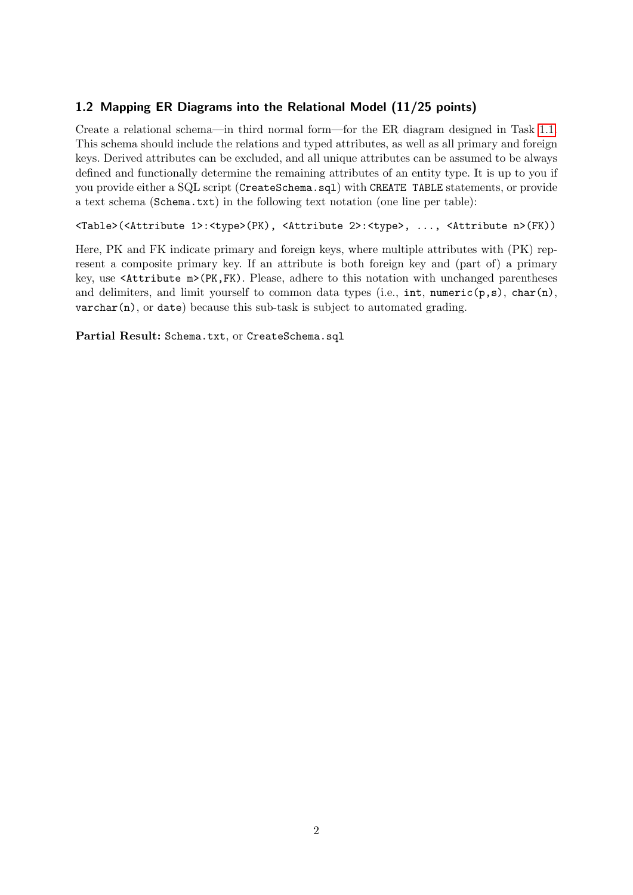### 1.2 Mapping ER Diagrams into the Relational Model (11/25 points)

Create a relational schema—in third normal form—for the ER diagram designed in Task 1.1. This schema should include the relations and typed attributes, as well as all primary and foreign keys. Derived attributes can be excluded, and all unique attributes can be assumed to be always defined and functionally determine the remaining attributes of an entity type. It is up to you if you provide either a SQL script (`CreateSchema.sql`) with `CREATE TABLE` statements, or provide a text schema (`Schema.txt`) in the following text notation (one line per table):

```
<Table>(<Attribute 1>:<type>(PK), <Attribute 2>:<type>, ..., <Attribute n>(FK))
```

Here, PK and FK indicate primary and foreign keys, where multiple attributes with (PK) represent a composite primary key. If an attribute is both foreign key and (part of) a primary key, use `<Attribute m>(PK,FK)`. Please, adhere to this notation with unchanged parentheses and delimiters, and limit yourself to common data types (i.e., `int`, `numeric(p,s)`, `char(n)`, `varchar(n)`, or `date`) because this sub-task is subject to automated grading.

**Partial Result:** `Schema.txt`, or `CreateSchema.sql`